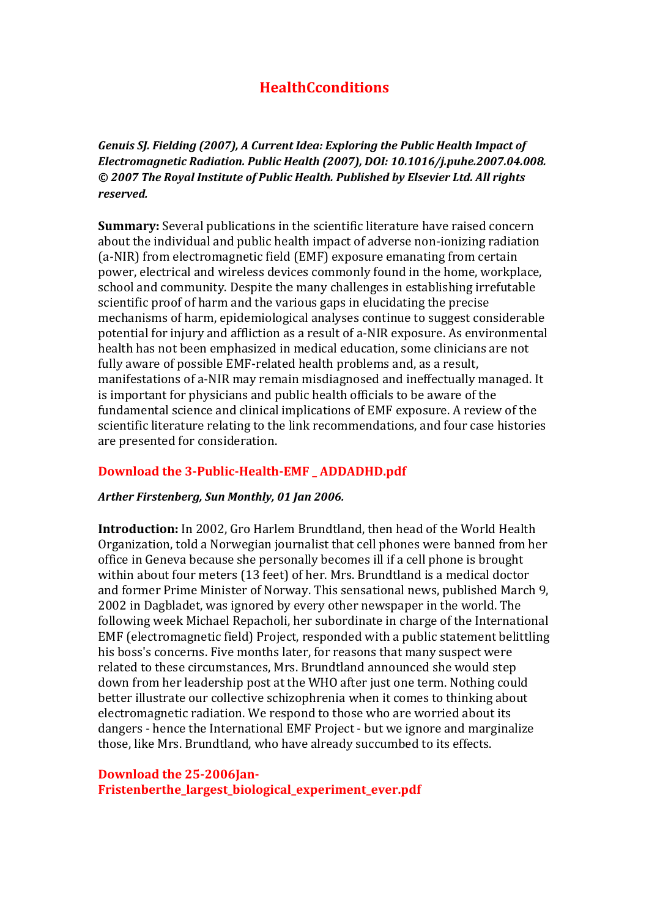# HealthCconditions

***Genuis SJ. Fielding (2007), A Current Idea: Exploring the Public Health Impact of Electromagnetic Radiation. Public Health (2007), DOI: 10.1016/j.puhe.2007.04.008. © 2007 The Royal Institute of Public Health. Published by Elsevier Ltd. All rights reserved.***

**Summary:** Several publications in the scientific literature have raised concern about the individual and public health impact of adverse non-ionizing radiation (a-NIR) from electromagnetic field (EMF) exposure emanating from certain power, electrical and wireless devices commonly found in the home, workplace, school and community. Despite the many challenges in establishing irrefutable scientific proof of harm and the various gaps in elucidating the precise mechanisms of harm, epidemiological analyses continue to suggest considerable potential for injury and affliction as a result of a-NIR exposure. As environmental health has not been emphasized in medical education, some clinicians are not fully aware of possible EMF-related health problems and, as a result, manifestations of a-NIR may remain misdiagnosed and ineffectually managed. It is important for physicians and public health officials to be aware of the fundamental science and clinical implications of EMF exposure. A review of the scientific literature relating to the link recommendations, and four case histories are presented for consideration.

**Download the 3-Public-Health-EMF _ ADDADHD.pdf**

***Arther Firstenberg, Sun Monthly, 01 Jan 2006.***

**Introduction:** In 2002, Gro Harlem Brundtland, then head of the World Health Organization, told a Norwegian journalist that cell phones were banned from her office in Geneva because she personally becomes ill if a cell phone is brought within about four meters (13 feet) of her. Mrs. Brundtland is a medical doctor and former Prime Minister of Norway. This sensational news, published March 9, 2002 in Dagbladet, was ignored by every other newspaper in the world. The following week Michael Repacholi, her subordinate in charge of the International EMF (electromagnetic field) Project, responded with a public statement belittling his boss's concerns. Five months later, for reasons that many suspect were related to these circumstances, Mrs. Brundtland announced she would step down from her leadership post at the WHO after just one term. Nothing could better illustrate our collective schizophrenia when it comes to thinking about electromagnetic radiation. We respond to those who are worried about its dangers - hence the International EMF Project - but we ignore and marginalize those, like Mrs. Brundtland, who have already succumbed to its effects.

**Download the 25-2006Jan-Fristenberthe_largest_biological_experiment_ever.pdf**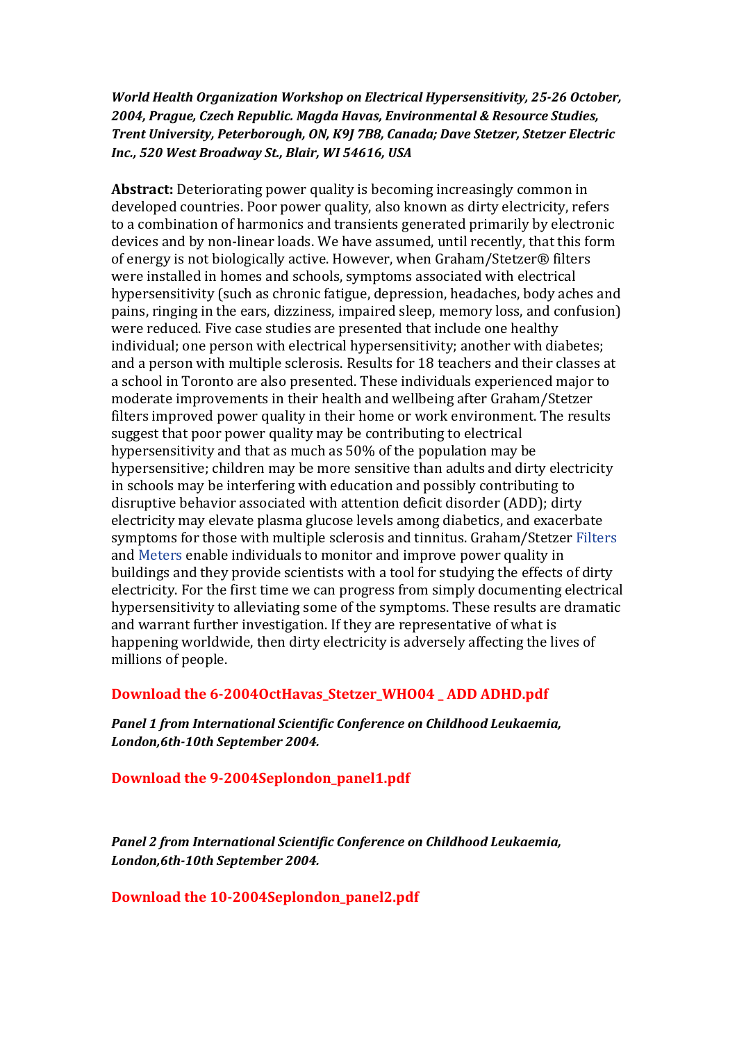***World Health Organization Workshop on Electrical Hypersensitivity, 25-26 October, 2004, Prague, Czech Republic. Magda Havas, Environmental & Resource Studies, Trent University, Peterborough, ON, K9J 7B8, Canada; Dave Stetzer, Stetzer Electric Inc., 520 West Broadway St., Blair, WI 54616, USA***

**Abstract:** Deteriorating power quality is becoming increasingly common in developed countries. Poor power quality, also known as dirty electricity, refers to a combination of harmonics and transients generated primarily by electronic devices and by non-linear loads. We have assumed, until recently, that this form of energy is not biologically active. However, when Graham/Stetzer® filters were installed in homes and schools, symptoms associated with electrical hypersensitivity (such as chronic fatigue, depression, headaches, body aches and pains, ringing in the ears, dizziness, impaired sleep, memory loss, and confusion) were reduced. Five case studies are presented that include one healthy individual; one person with electrical hypersensitivity; another with diabetes; and a person with multiple sclerosis. Results for 18 teachers and their classes at a school in Toronto are also presented. These individuals experienced major to moderate improvements in their health and wellbeing after Graham/Stetzer filters improved power quality in their home or work environment. The results suggest that poor power quality may be contributing to electrical hypersensitivity and that as much as 50% of the population may be hypersensitive; children may be more sensitive than adults and dirty electricity in schools may be interfering with education and possibly contributing to disruptive behavior associated with attention deficit disorder (ADD); dirty electricity may elevate plasma glucose levels among diabetics, and exacerbate symptoms for those with multiple sclerosis and tinnitus. Graham/Stetzer Filters and Meters enable individuals to monitor and improve power quality in buildings and they provide scientists with a tool for studying the effects of dirty electricity. For the first time we can progress from simply documenting electrical hypersensitivity to alleviating some of the symptoms. These results are dramatic and warrant further investigation. If they are representative of what is happening worldwide, then dirty electricity is adversely affecting the lives of millions of people.

**Download the 6-2004OctHavas_Stetzer_WHO04 _ ADD ADHD.pdf**

***Panel 1 from International Scientific Conference on Childhood Leukaemia, London,6th-10th September 2004.***

**Download the 9-2004Seplondon_panel1.pdf**

***Panel 2 from International Scientific Conference on Childhood Leukaemia, London,6th-10th September 2004.***

**Download the 10-2004Seplondon_panel2.pdf**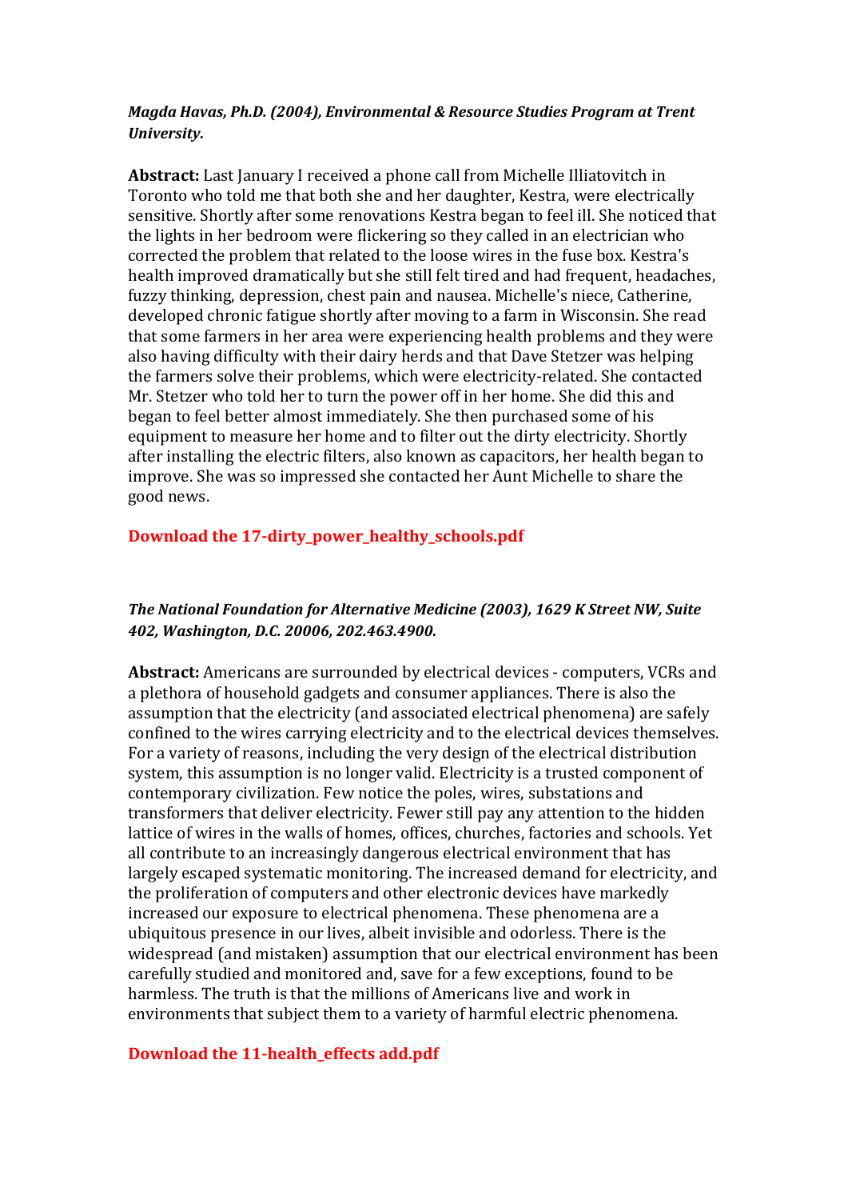***Magda Havas, Ph.D. (2004), Environmental & Resource Studies Program at Trent University.***

**Abstract:** Last January I received a phone call from Michelle Illiatovitch in Toronto who told me that both she and her daughter, Kestra, were electrically sensitive. Shortly after some renovations Kestra began to feel ill. She noticed that the lights in her bedroom were flickering so they called in an electrician who corrected the problem that related to the loose wires in the fuse box. Kestra's health improved dramatically but she still felt tired and had frequent, headaches, fuzzy thinking, depression, chest pain and nausea. Michelle's niece, Catherine, developed chronic fatigue shortly after moving to a farm in Wisconsin. She read that some farmers in her area were experiencing health problems and they were also having difficulty with their dairy herds and that Dave Stetzer was helping the farmers solve their problems, which were electricity-related. She contacted Mr. Stetzer who told her to turn the power off in her home. She did this and began to feel better almost immediately. She then purchased some of his equipment to measure her home and to filter out the dirty electricity. Shortly after installing the electric filters, also known as capacitors, her health began to improve. She was so impressed she contacted her Aunt Michelle to share the good news.

**Download the 17-dirty_power_healthy_schools.pdf**

***The National Foundation for Alternative Medicine (2003), 1629 K Street NW, Suite 402, Washington, D.C. 20006, 202.463.4900.***

**Abstract:** Americans are surrounded by electrical devices - computers, VCRs and a plethora of household gadgets and consumer appliances. There is also the assumption that the electricity (and associated electrical phenomena) are safely confined to the wires carrying electricity and to the electrical devices themselves. For a variety of reasons, including the very design of the electrical distribution system, this assumption is no longer valid. Electricity is a trusted component of contemporary civilization. Few notice the poles, wires, substations and transformers that deliver electricity. Fewer still pay any attention to the hidden lattice of wires in the walls of homes, offices, churches, factories and schools. Yet all contribute to an increasingly dangerous electrical environment that has largely escaped systematic monitoring. The increased demand for electricity, and the proliferation of computers and other electronic devices have markedly increased our exposure to electrical phenomena. These phenomena are a ubiquitous presence in our lives, albeit invisible and odorless. There is the widespread (and mistaken) assumption that our electrical environment has been carefully studied and monitored and, save for a few exceptions, found to be harmless. The truth is that the millions of Americans live and work in environments that subject them to a variety of harmful electric phenomena.

**Download the 11-health_effects add.pdf**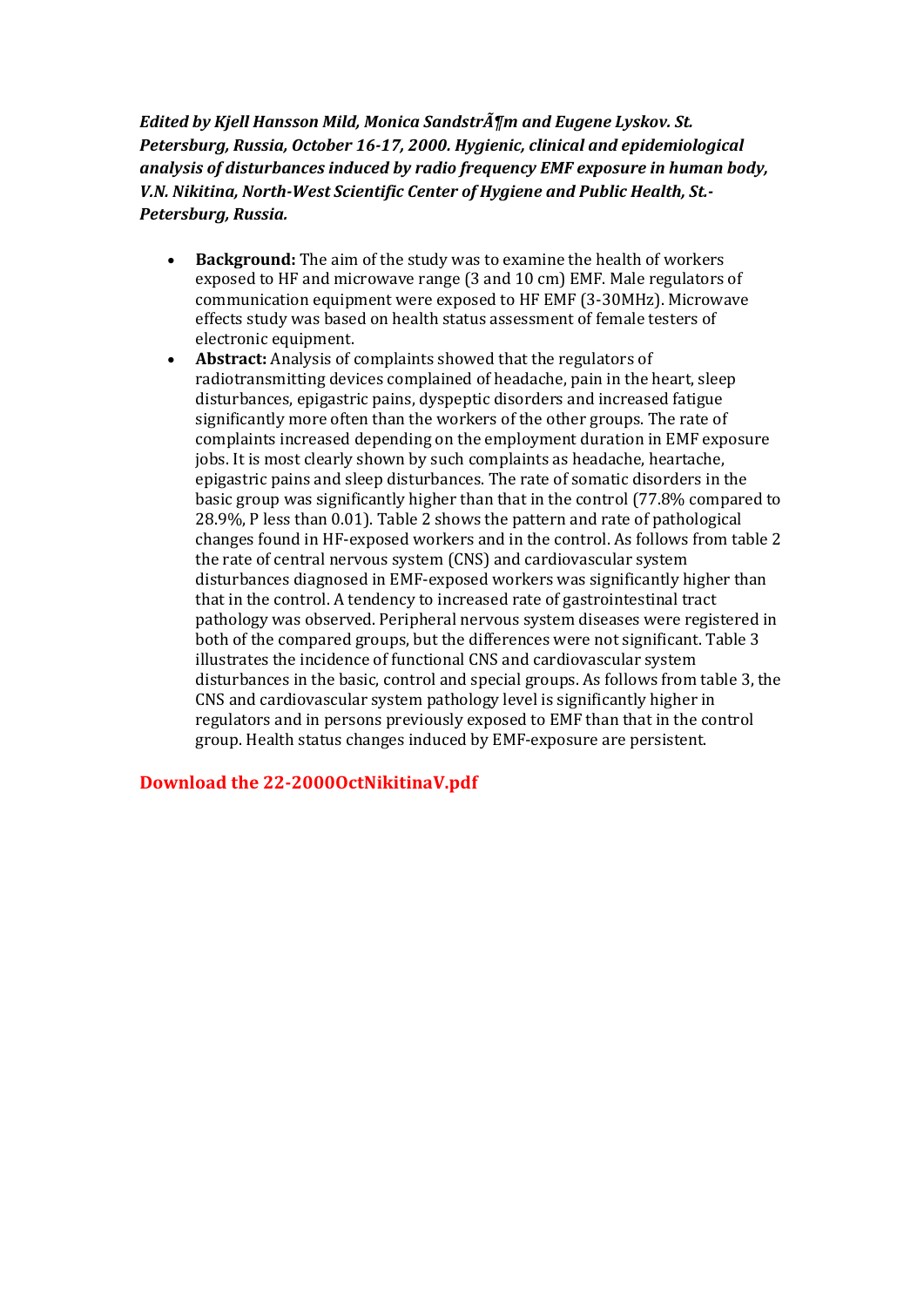***Edited by Kjell Hansson Mild, Monica SandstrÃ¶m and Eugene Lyskov. St. Petersburg, Russia, October 16-17, 2000. Hygienic, clinical and epidemiological analysis of disturbances induced by radio frequency EMF exposure in human body, V.N. Nikitina, North-West Scientific Center of Hygiene and Public Health, St.-Petersburg, Russia.***

- **Background:** The aim of the study was to examine the health of workers exposed to HF and microwave range (3 and 10 cm) EMF. Male regulators of communication equipment were exposed to HF EMF (3-30MHz). Microwave effects study was based on health status assessment of female testers of electronic equipment.
- **Abstract:** Analysis of complaints showed that the regulators of radiotransmitting devices complained of headache, pain in the heart, sleep disturbances, epigastric pains, dyspeptic disorders and increased fatigue significantly more often than the workers of the other groups. The rate of complaints increased depending on the employment duration in EMF exposure jobs. It is most clearly shown by such complaints as headache, heartache, epigastric pains and sleep disturbances. The rate of somatic disorders in the basic group was significantly higher than that in the control (77.8% compared to 28.9%, P less than 0.01). Table 2 shows the pattern and rate of pathological changes found in HF-exposed workers and in the control. As follows from table 2 the rate of central nervous system (CNS) and cardiovascular system disturbances diagnosed in EMF-exposed workers was significantly higher than that in the control. A tendency to increased rate of gastrointestinal tract pathology was observed. Peripheral nervous system diseases were registered in both of the compared groups, but the differences were not significant. Table 3 illustrates the incidence of functional CNS and cardiovascular system disturbances in the basic, control and special groups. As follows from table 3, the CNS and cardiovascular system pathology level is significantly higher in regulators and in persons previously exposed to EMF than that in the control group. Health status changes induced by EMF-exposure are persistent.

**Download the 22-2000OctNikitinaV.pdf**